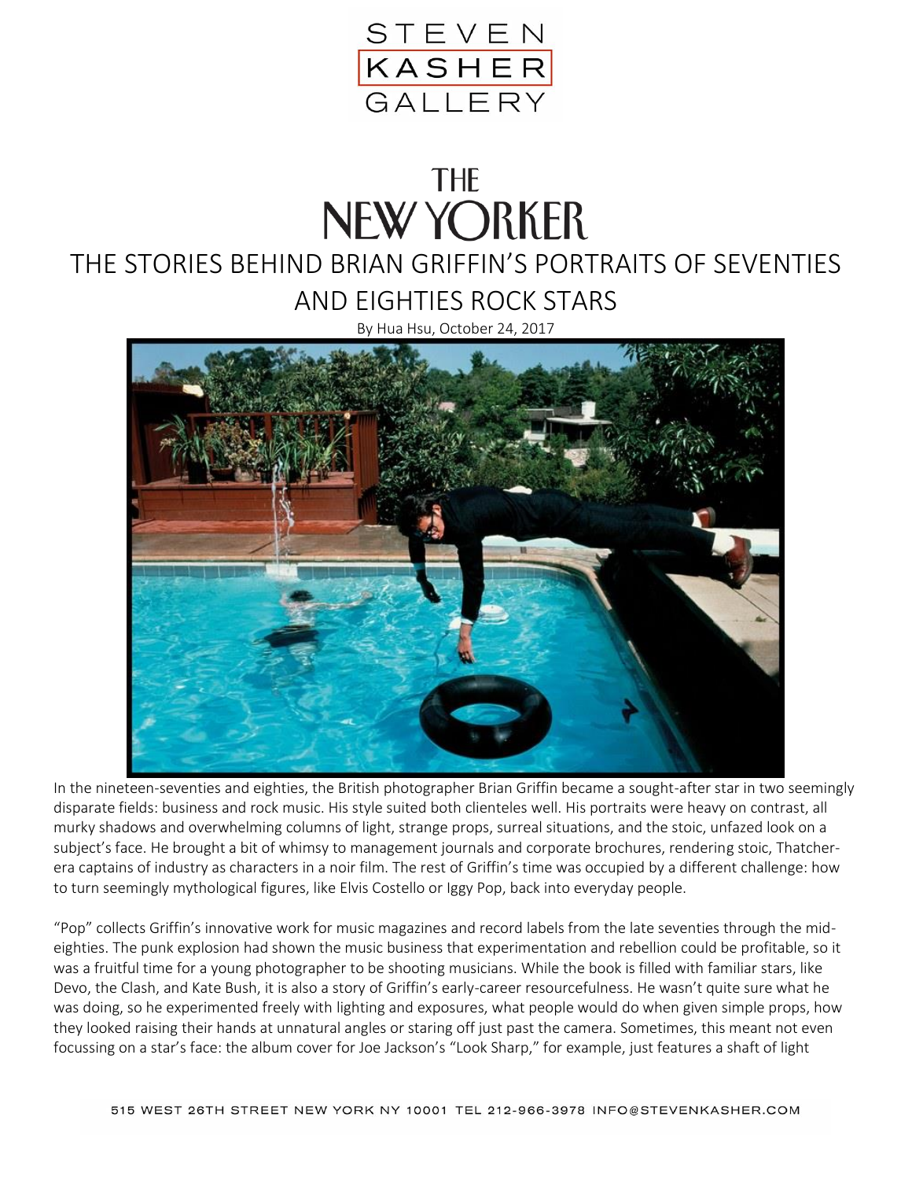STEVEN
KASHER
GALLERY

# THE NEW YORKER

## THE STORIES BEHIND BRIAN GRIFFIN'S PORTRAITS OF SEVENTIES AND EIGHTIES ROCK STARS

By Hua Hsu, October 24, 2017

In the nineteen-seventies and eighties, the British photographer Brian Griffin became a sought-after star in two seemingly disparate fields: business and rock music. His style suited both clienteles well. His portraits were heavy on contrast, all murky shadows and overwhelming columns of light, strange props, surreal situations, and the stoic, unfazed look on a subject's face. He brought a bit of whimsy to management journals and corporate brochures, rendering stoic, Thatcher-era captains of industry as characters in a noir film. The rest of Griffin's time was occupied by a different challenge: how to turn seemingly mythological figures, like Elvis Costello or Iggy Pop, back into everyday people.

"Pop" collects Griffin's innovative work for music magazines and record labels from the late seventies through the mid-eighties. The punk explosion had shown the music business that experimentation and rebellion could be profitable, so it was a fruitful time for a young photographer to be shooting musicians. While the book is filled with familiar stars, like Devo, the Clash, and Kate Bush, it is also a story of Griffin's early-career resourcefulness. He wasn't quite sure what he was doing, so he experimented freely with lighting and exposures, what people would do when given simple props, how they looked raising their hands at unnatural angles or staring off just past the camera. Sometimes, this meant not even focussing on a star's face: the album cover for Joe Jackson's "Look Sharp," for example, just features a shaft of light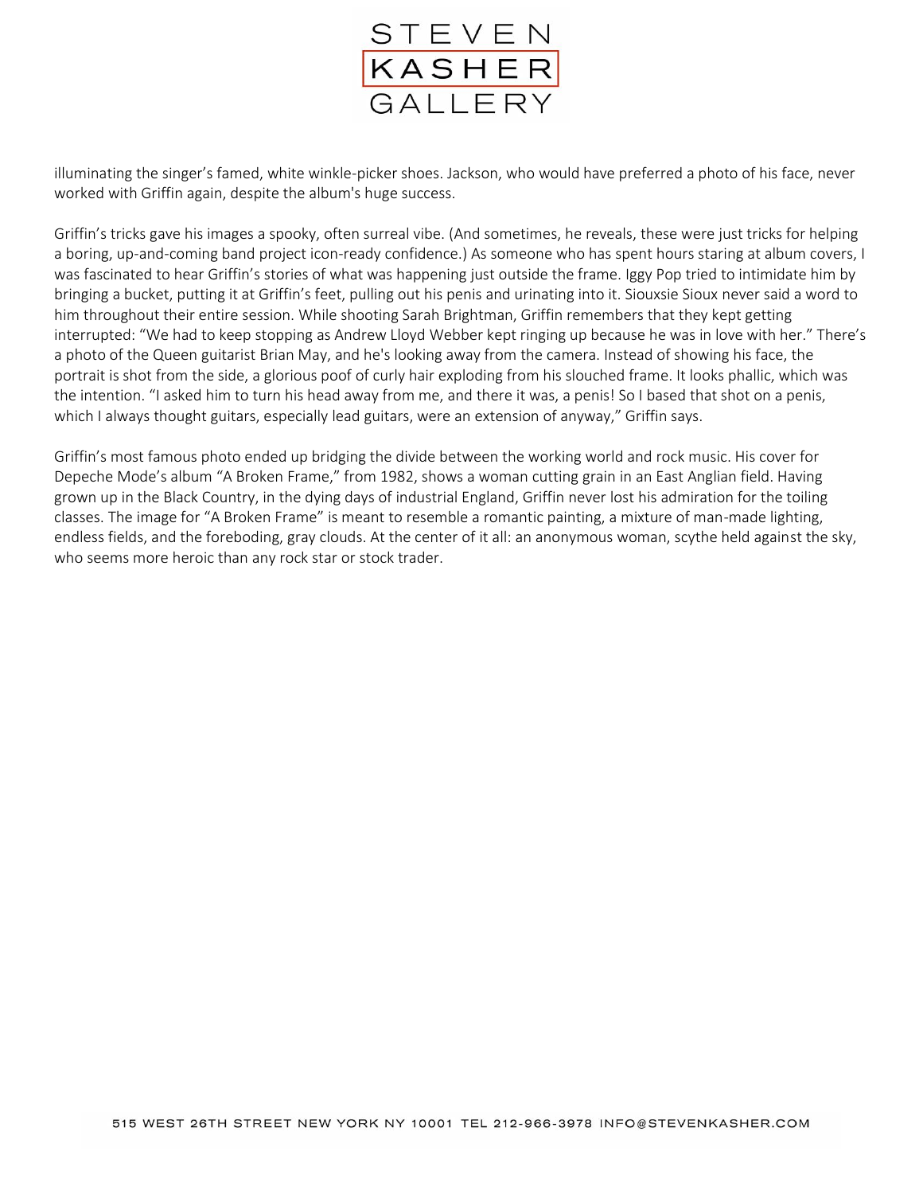illuminating the singer's famed, white winkle-picker shoes. Jackson, who would have preferred a photo of his face, never worked with Griffin again, despite the album's huge success.

Griffin's tricks gave his images a spooky, often surreal vibe. (And sometimes, he reveals, these were just tricks for helping a boring, up-and-coming band project icon-ready confidence.) As someone who has spent hours staring at album covers, I was fascinated to hear Griffin's stories of what was happening just outside the frame. Iggy Pop tried to intimidate him by bringing a bucket, putting it at Griffin's feet, pulling out his penis and urinating into it. Siouxsie Sioux never said a word to him throughout their entire session. While shooting Sarah Brightman, Griffin remembers that they kept getting interrupted: "We had to keep stopping as Andrew Lloyd Webber kept ringing up because he was in love with her." There's a photo of the Queen guitarist Brian May, and he's looking away from the camera. Instead of showing his face, the portrait is shot from the side, a glorious poof of curly hair exploding from his slouched frame. It looks phallic, which was the intention. "I asked him to turn his head away from me, and there it was, a penis! So I based that shot on a penis, which I always thought guitars, especially lead guitars, were an extension of anyway," Griffin says.

Griffin's most famous photo ended up bridging the divide between the working world and rock music. His cover for Depeche Mode's album "A Broken Frame," from 1982, shows a woman cutting grain in an East Anglian field. Having grown up in the Black Country, in the dying days of industrial England, Griffin never lost his admiration for the toiling classes. The image for "A Broken Frame" is meant to resemble a romantic painting, a mixture of man-made lighting, endless fields, and the foreboding, gray clouds. At the center of it all: an anonymous woman, scythe held against the sky, who seems more heroic than any rock star or stock trader.